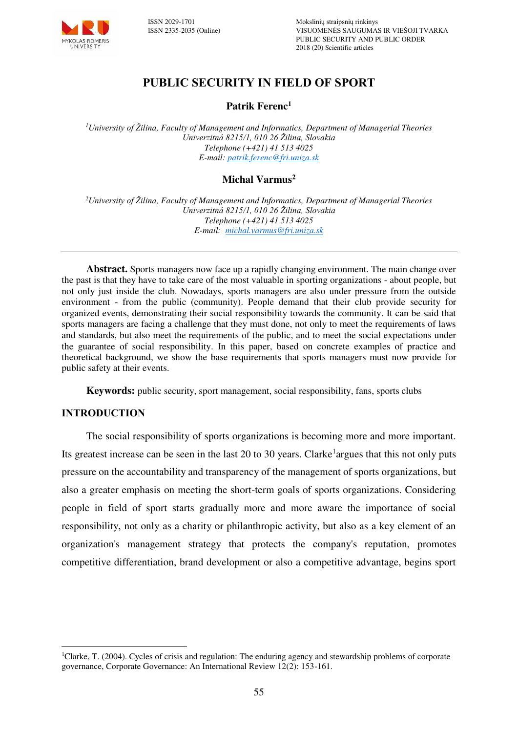# PUBLIC SECURITY IN FIELD OF SPORT

**Patrik Ferenc**[1]

*[1]University of Žilina, Faculty of Management and Informatics, Department of Managerial Theories*
*Univerzitná 8215/1, 010 26 Žilina, Slovakia*
*Telephone (+421) 41 513 4025*
*E-mail: patrik.ferenc@fri.uniza.sk*

**Michal Varmus**[2]

*[2]University of Žilina, Faculty of Management and Informatics, Department of Managerial Theories*
*Univerzitná 8215/1, 010 26 Žilina, Slovakia*
*Telephone (+421) 41 513 4025*
*E-mail: michal.varmus@fri.uniza.sk*

---

**Abstract.** Sports managers now face up a rapidly changing environment. The main change over the past is that they have to take care of the most valuable in sporting organizations - about people, but not only just inside the club. Nowadays, sports managers are also under pressure from the outside environment - from the public (community). People demand that their club provide security for organized events, demonstrating their social responsibility towards the community. It can be said that sports managers are facing a challenge that they must done, not only to meet the requirements of laws and standards, but also meet the requirements of the public, and to meet the social expectations under the guarantee of social responsibility. In this paper, based on concrete examples of practice and theoretical background, we show the base requirements that sports managers must now provide for public safety at their events.

**Keywords:** public security, sport management, social responsibility, fans, sports clubs

## INTRODUCTION

The social responsibility of sports organizations is becoming more and more important. Its greatest increase can be seen in the last 20 to 30 years. Clarke[1]argues that this not only puts pressure on the accountability and transparency of the management of sports organizations, but also a greater emphasis on meeting the short-term goals of sports organizations. Considering people in field of sport starts gradually more and more aware the importance of social responsibility, not only as a charity or philanthropic activity, but also as a key element of an organization's management strategy that protects the company's reputation, promotes competitive differentiation, brand development or also a competitive advantage, begins sport

---

[1]Clarke, T. (2004). Cycles of crisis and regulation: The enduring agency and stewardship problems of corporate governance, Corporate Governance: An International Review 12(2): 153-161.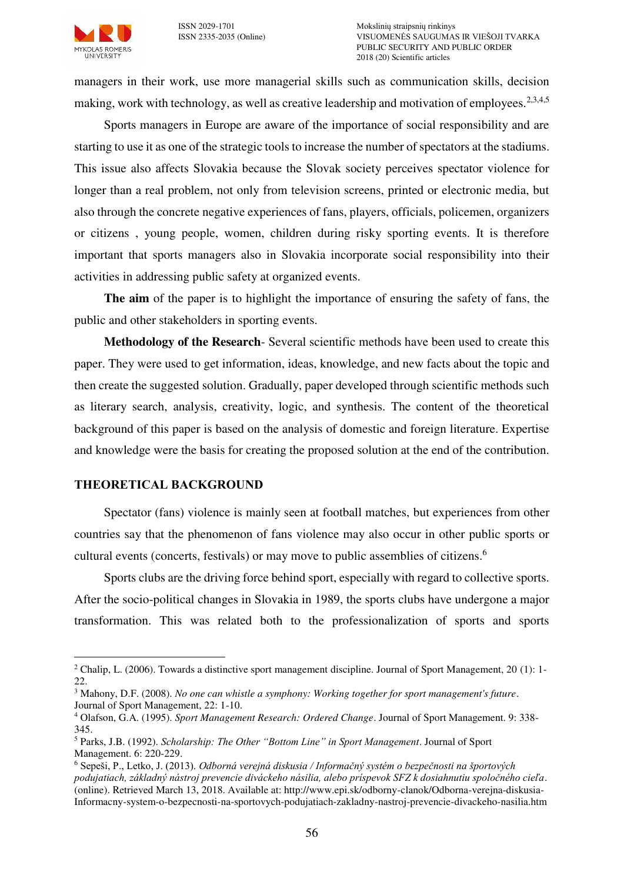managers in their work, use more managerial skills such as communication skills, decision making, work with technology, as well as creative leadership and motivation of employees.[2,3,4,5]

Sports managers in Europe are aware of the importance of social responsibility and are starting to use it as one of the strategic tools to increase the number of spectators at the stadiums. This issue also affects Slovakia because the Slovak society perceives spectator violence for longer than a real problem, not only from television screens, printed or electronic media, but also through the concrete negative experiences of fans, players, officials, policemen, organizers or citizens , young people, women, children during risky sporting events. It is therefore important that sports managers also in Slovakia incorporate social responsibility into their activities in addressing public safety at organized events.

**The aim** of the paper is to highlight the importance of ensuring the safety of fans, the public and other stakeholders in sporting events.

**Methodology of the Research**- Several scientific methods have been used to create this paper. They were used to get information, ideas, knowledge, and new facts about the topic and then create the suggested solution. Gradually, paper developed through scientific methods such as literary search, analysis, creativity, logic, and synthesis. The content of the theoretical background of this paper is based on the analysis of domestic and foreign literature. Expertise and knowledge were the basis for creating the proposed solution at the end of the contribution.

## THEORETICAL BACKGROUND

Spectator (fans) violence is mainly seen at football matches, but experiences from other countries say that the phenomenon of fans violence may also occur in other public sports or cultural events (concerts, festivals) or may move to public assemblies of citizens.[6]

Sports clubs are the driving force behind sport, especially with regard to collective sports. After the socio-political changes in Slovakia in 1989, the sports clubs have undergone a major transformation. This was related both to the professionalization of sports and sports

---

[2] Chalip, L. (2006). Towards a distinctive sport management discipline. Journal of Sport Management, 20 (1): 1-22.

[3] Mahony, D.F. (2008). *No one can whistle a symphony: Working together for sport management's future*. Journal of Sport Management, 22: 1-10.

[4] Olafson, G.A. (1995). *Sport Management Research: Ordered Change*. Journal of Sport Management. 9: 338-345.

[5] Parks, J.B. (1992). *Scholarship: The Other "Bottom Line" in Sport Management*. Journal of Sport Management. 6: 220-229.

[6] Sepeši, P., Letko, J. (2013). *Odborná verejná diskusia / Informačný systém o bezpečnosti na športových podujatiach, základný nástroj prevencie diváckeho násilia, alebo príspevok SFZ k dosiahnutiu spoločného cieľa*. (online). Retrieved March 13, 2018. Available at: http://www.epi.sk/odborny-clanok/Odborna-verejna-diskusia-Informacny-system-o-bezpecnosti-na-sportovych-podujatiach-zakladny-nastroj-prevencie-divackeho-nasilia.htm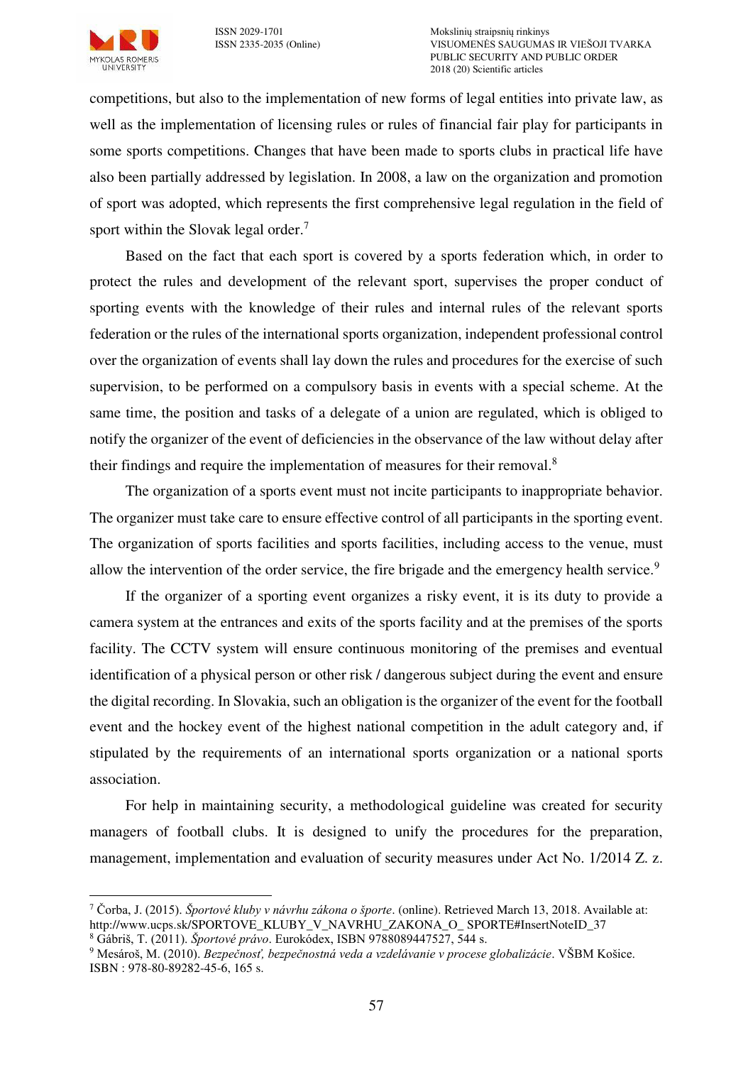competitions, but also to the implementation of new forms of legal entities into private law, as well as the implementation of licensing rules or rules of financial fair play for participants in some sports competitions. Changes that have been made to sports clubs in practical life have also been partially addressed by legislation. In 2008, a law on the organization and promotion of sport was adopted, which represents the first comprehensive legal regulation in the field of sport within the Slovak legal order.[7]

Based on the fact that each sport is covered by a sports federation which, in order to protect the rules and development of the relevant sport, supervises the proper conduct of sporting events with the knowledge of their rules and internal rules of the relevant sports federation or the rules of the international sports organization, independent professional control over the organization of events shall lay down the rules and procedures for the exercise of such supervision, to be performed on a compulsory basis in events with a special scheme. At the same time, the position and tasks of a delegate of a union are regulated, which is obliged to notify the organizer of the event of deficiencies in the observance of the law without delay after their findings and require the implementation of measures for their removal.[8]

The organization of a sports event must not incite participants to inappropriate behavior. The organizer must take care to ensure effective control of all participants in the sporting event. The organization of sports facilities and sports facilities, including access to the venue, must allow the intervention of the order service, the fire brigade and the emergency health service.[9]

If the organizer of a sporting event organizes a risky event, it is its duty to provide a camera system at the entrances and exits of the sports facility and at the premises of the sports facility. The CCTV system will ensure continuous monitoring of the premises and eventual identification of a physical person or other risk / dangerous subject during the event and ensure the digital recording. In Slovakia, such an obligation is the organizer of the event for the football event and the hockey event of the highest national competition in the adult category and, if stipulated by the requirements of an international sports organization or a national sports association.

For help in maintaining security, a methodological guideline was created for security managers of football clubs. It is designed to unify the procedures for the preparation, management, implementation and evaluation of security measures under Act No. 1/2014 Z. z.

---

[7] Čorba, J. (2015). *Športové kluby v návrhu zákona o športe*. (online). Retrieved March 13, 2018. Available at: http://www.ucps.sk/SPORTOVE_KLUBY_V_NAVRHU_ZAKONA_O_ SPORTE#InsertNoteID_37

[8] Gábriš, T. (2011). *Športové právo*. Eurokódex, ISBN 9788089447527, 544 s.

[9] Mesároš, M. (2010). *Bezpečnosť, bezpečnostná veda a vzdelávanie v procese globalizácie*. VŠBM Košice. ISBN : 978-80-89282-45-6, 165 s.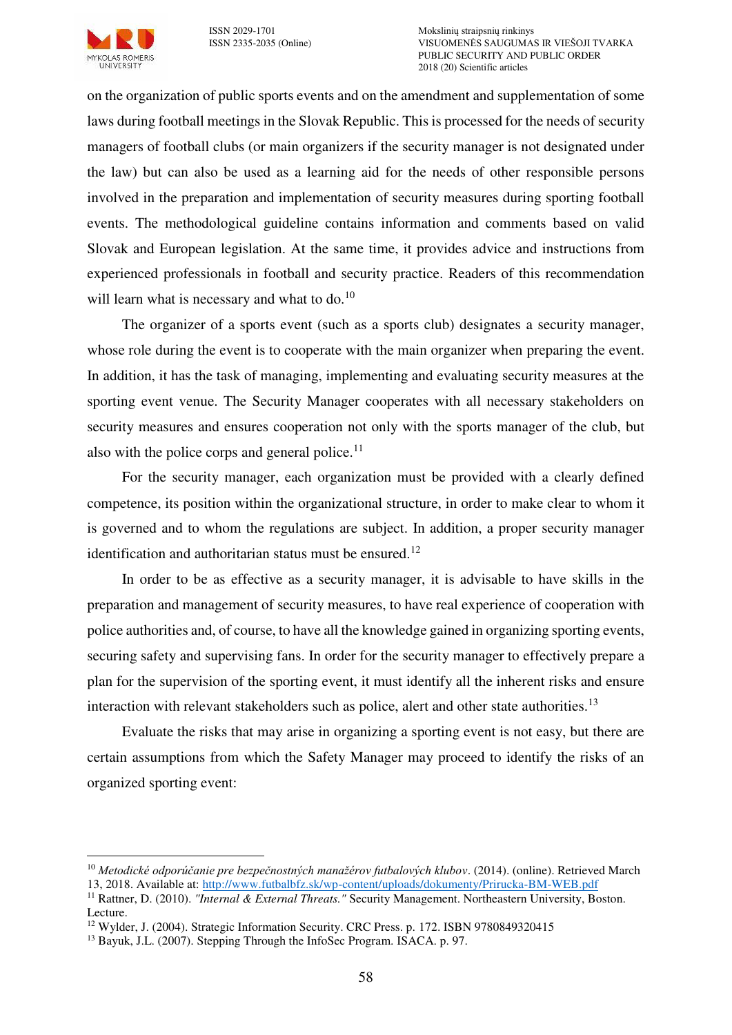on the organization of public sports events and on the amendment and supplementation of some laws during football meetings in the Slovak Republic. This is processed for the needs of security managers of football clubs (or main organizers if the security manager is not designated under the law) but can also be used as a learning aid for the needs of other responsible persons involved in the preparation and implementation of security measures during sporting football events. The methodological guideline contains information and comments based on valid Slovak and European legislation. At the same time, it provides advice and instructions from experienced professionals in football and security practice. Readers of this recommendation will learn what is necessary and what to do.[10]

The organizer of a sports event (such as a sports club) designates a security manager, whose role during the event is to cooperate with the main organizer when preparing the event. In addition, it has the task of managing, implementing and evaluating security measures at the sporting event venue. The Security Manager cooperates with all necessary stakeholders on security measures and ensures cooperation not only with the sports manager of the club, but also with the police corps and general police.[11]

For the security manager, each organization must be provided with a clearly defined competence, its position within the organizational structure, in order to make clear to whom it is governed and to whom the regulations are subject. In addition, a proper security manager identification and authoritarian status must be ensured.[12]

In order to be as effective as a security manager, it is advisable to have skills in the preparation and management of security measures, to have real experience of cooperation with police authorities and, of course, to have all the knowledge gained in organizing sporting events, securing safety and supervising fans. In order for the security manager to effectively prepare a plan for the supervision of the sporting event, it must identify all the inherent risks and ensure interaction with relevant stakeholders such as police, alert and other state authorities.[13]

Evaluate the risks that may arise in organizing a sporting event is not easy, but there are certain assumptions from which the Safety Manager may proceed to identify the risks of an organized sporting event:

---

[10] *Metodické odporúčanie pre bezpečnostných manažérov futbalových klubov*. (2014). (online). Retrieved March 13, 2018. Available at: http://www.futbalbfz.sk/wp-content/uploads/dokumenty/Prirucka-BM-WEB.pdf

[11] Rattner, D. (2010). *"Internal & External Threats."* Security Management. Northeastern University, Boston. Lecture.

[12] Wylder, J. (2004). Strategic Information Security. CRC Press. p. 172. ISBN 9780849320415

[13] Bayuk, J.L. (2007). Stepping Through the InfoSec Program. ISACA. p. 97.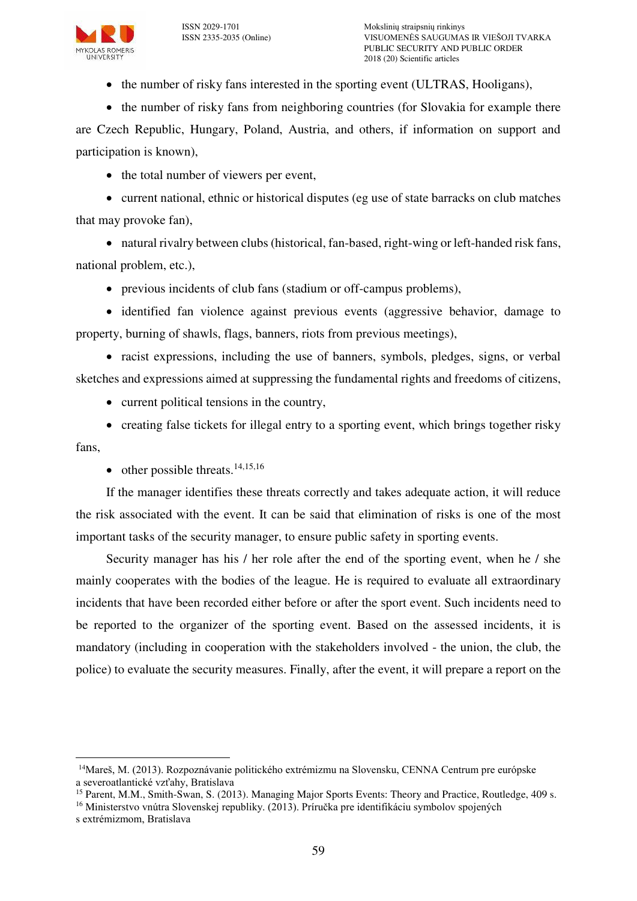- the number of risky fans interested in the sporting event (ULTRAS, Hooligans),
- the number of risky fans from neighboring countries (for Slovakia for example there are Czech Republic, Hungary, Poland, Austria, and others, if information on support and participation is known),
- the total number of viewers per event,
- current national, ethnic or historical disputes (eg use of state barracks on club matches that may provoke fan),
- natural rivalry between clubs (historical, fan-based, right-wing or left-handed risk fans, national problem, etc.),
- previous incidents of club fans (stadium or off-campus problems),
- identified fan violence against previous events (aggressive behavior, damage to property, burning of shawls, flags, banners, riots from previous meetings),
- racist expressions, including the use of banners, symbols, pledges, signs, or verbal sketches and expressions aimed at suppressing the fundamental rights and freedoms of citizens,
- current political tensions in the country,
- creating false tickets for illegal entry to a sporting event, which brings together risky fans,
- other possible threats.[14,15,16]

If the manager identifies these threats correctly and takes adequate action, it will reduce the risk associated with the event. It can be said that elimination of risks is one of the most important tasks of the security manager, to ensure public safety in sporting events.

Security manager has his / her role after the end of the sporting event, when he / she mainly cooperates with the bodies of the league. He is required to evaluate all extraordinary incidents that have been recorded either before or after the sport event. Such incidents need to be reported to the organizer of the sporting event. Based on the assessed incidents, it is mandatory (including in cooperation with the stakeholders involved - the union, the club, the police) to evaluate the security measures. Finally, after the event, it will prepare a report on the

---

[14] Mareš, M. (2013). Rozpoznávanie politického extrémizmu na Slovensku, CENNA Centrum pre európske a severoatlantické vzťahy, Bratislava

[15] Parent, M.M., Smith-Swan, S. (2013). Managing Major Sports Events: Theory and Practice, Routledge, 409 s.

[16] Ministerstvo vnútra Slovenskej republiky. (2013). Príručka pre identifikáciu symbolov spojených s extrémizmom, Bratislava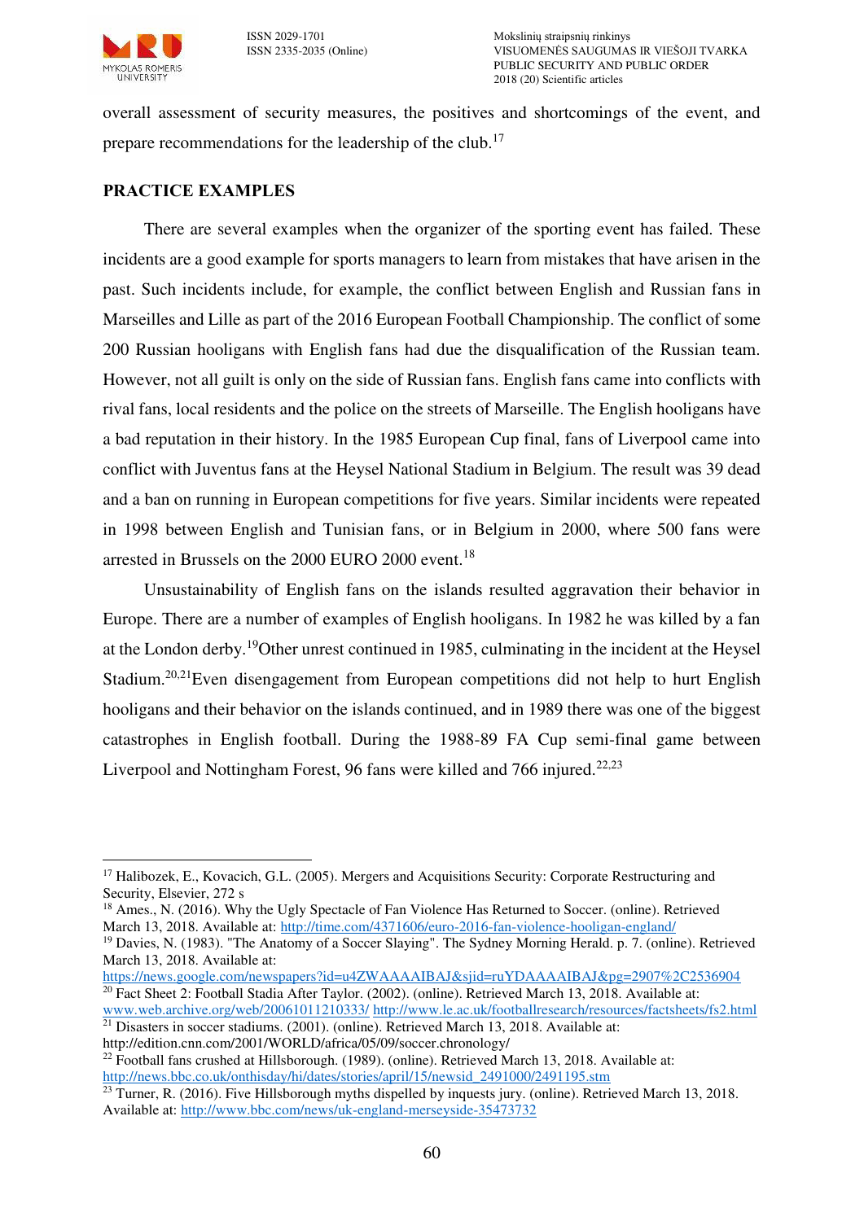overall assessment of security measures, the positives and shortcomings of the event, and prepare recommendations for the leadership of the club.[17]

## PRACTICE EXAMPLES

There are several examples when the organizer of the sporting event has failed. These incidents are a good example for sports managers to learn from mistakes that have arisen in the past. Such incidents include, for example, the conflict between English and Russian fans in Marseilles and Lille as part of the 2016 European Football Championship. The conflict of some 200 Russian hooligans with English fans had due the disqualification of the Russian team. However, not all guilt is only on the side of Russian fans. English fans came into conflicts with rival fans, local residents and the police on the streets of Marseille. The English hooligans have a bad reputation in their history. In the 1985 European Cup final, fans of Liverpool came into conflict with Juventus fans at the Heysel National Stadium in Belgium. The result was 39 dead and a ban on running in European competitions for five years. Similar incidents were repeated in 1998 between English and Tunisian fans, or in Belgium in 2000, where 500 fans were arrested in Brussels on the 2000 EURO 2000 event.[18]

Unsustainability of English fans on the islands resulted aggravation their behavior in Europe. There are a number of examples of English hooligans. In 1982 he was killed by a fan at the London derby.[19]Other unrest continued in 1985, culminating in the incident at the Heysel Stadium.[20,21]Even disengagement from European competitions did not help to hurt English hooligans and their behavior on the islands continued, and in 1989 there was one of the biggest catastrophes in English football. During the 1988-89 FA Cup semi-final game between Liverpool and Nottingham Forest, 96 fans were killed and 766 injured.[22,23]

---

[17] Halibozek, E., Kovacich, G.L. (2005). Mergers and Acquisitions Security: Corporate Restructuring and Security, Elsevier, 272 s

[18] Ames., N. (2016). Why the Ugly Spectacle of Fan Violence Has Returned to Soccer. (online). Retrieved March 13, 2018. Available at: http://time.com/4371606/euro-2016-fan-violence-hooligan-england/

[19] Davies, N. (1983). "The Anatomy of a Soccer Slaying". The Sydney Morning Herald. p. 7. (online). Retrieved March 13, 2018. Available at: https://news.google.com/newspapers?id=u4ZWAAAAIBAJ&sjid=ruYDAAAAIBAJ&pg=2907%2C2536904

[20] Fact Sheet 2: Football Stadia After Taylor. (2002). (online). Retrieved March 13, 2018. Available at: www.web.archive.org/web/20061011210333/ http://www.le.ac.uk/footballresearch/resources/factsheets/fs2.html

[21] Disasters in soccer stadiums. (2001). (online). Retrieved March 13, 2018. Available at: http://edition.cnn.com/2001/WORLD/africa/05/09/soccer.chronology/

[22] Football fans crushed at Hillsborough. (1989). (online). Retrieved March 13, 2018. Available at: http://news.bbc.co.uk/onthisday/hi/dates/stories/april/15/newsid_2491000/2491195.stm

[23] Turner, R. (2016). Five Hillsborough myths dispelled by inquests jury. (online). Retrieved March 13, 2018. Available at: http://www.bbc.com/news/uk-england-merseyside-35473732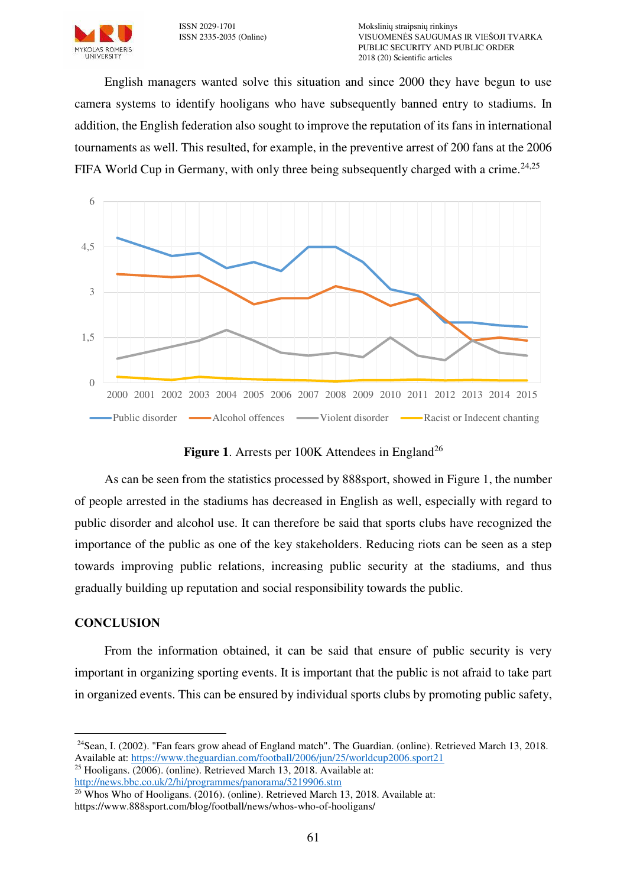English managers wanted solve this situation and since 2000 they have begun to use camera systems to identify hooligans who have subsequently banned entry to stadiums. In addition, the English federation also sought to improve the reputation of its fans in international tournaments as well. This resulted, for example, in the preventive arrest of 200 fans at the 2006 FIFA World Cup in Germany, with only three being subsequently charged with a crime.[24,25]

**Figure 1**. Arrests per 100K Attendees in England[26]

As can be seen from the statistics processed by 888sport, showed in Figure 1, the number of people arrested in the stadiums has decreased in English as well, especially with regard to public disorder and alcohol use. It can therefore be said that sports clubs have recognized the importance of the public as one of the key stakeholders. Reducing riots can be seen as a step towards improving public relations, increasing public security at the stadiums, and thus gradually building up reputation and social responsibility towards the public.

## CONCLUSION

From the information obtained, it can be said that ensure of public security is very important in organizing sporting events. It is important that the public is not afraid to take part in organized events. This can be ensured by individual sports clubs by promoting public safety,

---

[24] Sean, I. (2002). "Fan fears grow ahead of England match". The Guardian. (online). Retrieved March 13, 2018. Available at: https://www.theguardian.com/football/2006/jun/25/worldcup2006.sport21

[25] Hooligans. (2006). (online). Retrieved March 13, 2018. Available at: http://news.bbc.co.uk/2/hi/programmes/panorama/5219906.stm

[26] Whos Who of Hooligans. (2016). (online). Retrieved March 13, 2018. Available at: https://www.888sport.com/blog/football/news/whos-who-of-hooligans/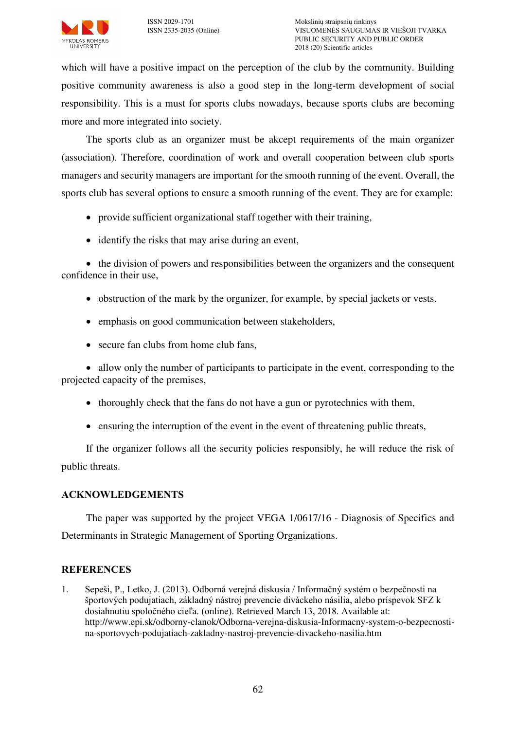which will have a positive impact on the perception of the club by the community. Building positive community awareness is also a good step in the long-term development of social responsibility. This is a must for sports clubs nowadays, because sports clubs are becoming more and more integrated into society.

The sports club as an organizer must be akcept requirements of the main organizer (association). Therefore, coordination of work and overall cooperation between club sports managers and security managers are important for the smooth running of the event. Overall, the sports club has several options to ensure a smooth running of the event. They are for example:

- provide sufficient organizational staff together with their training,
- identify the risks that may arise during an event,
- the division of powers and responsibilities between the organizers and the consequent confidence in their use,
- obstruction of the mark by the organizer, for example, by special jackets or vests.
- emphasis on good communication between stakeholders,
- secure fan clubs from home club fans,
- allow only the number of participants to participate in the event, corresponding to the projected capacity of the premises,
- thoroughly check that the fans do not have a gun or pyrotechnics with them,
- ensuring the interruption of the event in the event of threatening public threats,

If the organizer follows all the security policies responsibly, he will reduce the risk of public threats.

## ACKNOWLEDGEMENTS

The paper was supported by the project VEGA 1/0617/16 - Diagnosis of Specifics and Determinants in Strategic Management of Sporting Organizations.

## REFERENCES

1. Sepeši, P., Letko, J. (2013). Odborná verejná diskusia / Informačný systém o bezpečnosti na športových podujatiach, základný nástroj prevencie diváckeho násilia, alebo príspevok SFZ k dosiahnutiu spoločného cieľa. (online). Retrieved March 13, 2018. Available at: http://www.epi.sk/odborny-clanok/Odborna-verejna-diskusia-Informacny-system-o-bezpecnosti-na-sportovych-podujatiach-zakladny-nastroj-prevencie-divackeho-nasilia.htm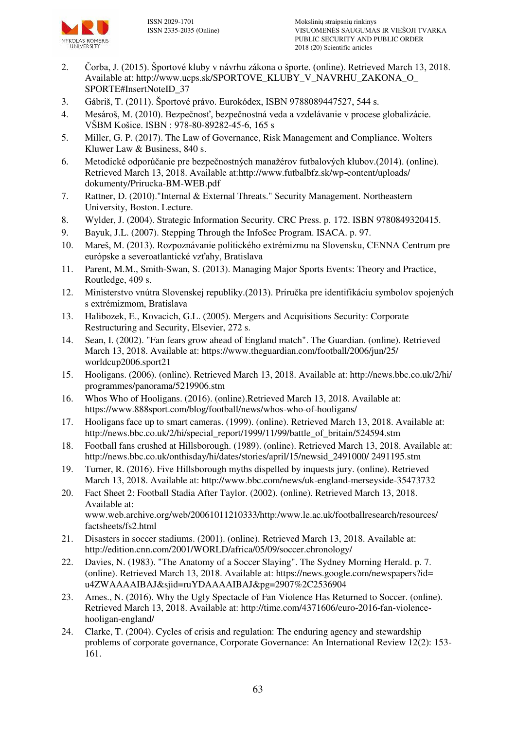2. Čorba, J. (2015). Športové kluby v návrhu zákona o športe. (online). Retrieved March 13, 2018. Available at: http://www.ucps.sk/SPORTOVE_KLUBY_V_NAVRHU_ZAKONA_O_SPORTE#InsertNoteID_37
3. Gábriš, T. (2011). Športové právo. Eurokódex, ISBN 9788089447527, 544 s.
4. Mesároš, M. (2010). Bezpečnosť, bezpečnostná veda a vzdelávanie v procese globalizácie. VŠBM Košice. ISBN : 978-80-89282-45-6, 165 s
5. Miller, G. P. (2017). The Law of Governance, Risk Management and Compliance. Wolters Kluwer Law & Business, 840 s.
6. Metodické odporúčanie pre bezpečnostných manažérov futbalových klubov.(2014). (online). Retrieved March 13, 2018. Available at:http://www.futbalbfz.sk/wp-content/uploads/dokumenty/Prirucka-BM-WEB.pdf
7. Rattner, D. (2010)."Internal & External Threats." Security Management. Northeastern University, Boston. Lecture.
8. Wylder, J. (2004). Strategic Information Security. CRC Press. p. 172. ISBN 9780849320415.
9. Bayuk, J.L. (2007). Stepping Through the InfoSec Program. ISACA. p. 97.
10. Mareš, M. (2013). Rozpoznávanie politického extrémizmu na Slovensku, CENNA Centrum pre európske a severoatlantické vzťahy, Bratislava
11. Parent, M.M., Smith-Swan, S. (2013). Managing Major Sports Events: Theory and Practice, Routledge, 409 s.
12. Ministerstvo vnútra Slovenskej republiky.(2013). Príručka pre identifikáciu symbolov spojených s extrémizmom, Bratislava
13. Halibozek, E., Kovacich, G.L. (2005). Mergers and Acquisitions Security: Corporate Restructuring and Security, Elsevier, 272 s.
14. Sean, I. (2002). "Fan fears grow ahead of England match". The Guardian. (online). Retrieved March 13, 2018. Available at: https://www.theguardian.com/football/2006/jun/25/worldcup2006.sport21
15. Hooligans. (2006). (online). Retrieved March 13, 2018. Available at: http://news.bbc.co.uk/2/hi/programmes/panorama/5219906.stm
16. Whos Who of Hooligans. (2016). (online).Retrieved March 13, 2018. Available at: https://www.888sport.com/blog/football/news/whos-who-of-hooligans/
17. Hooligans face up to smart cameras. (1999). (online). Retrieved March 13, 2018. Available at: http://news.bbc.co.uk/2/hi/special_report/1999/11/99/battle_of_britain/524594.stm
18. Football fans crushed at Hillsborough. (1989). (online). Retrieved March 13, 2018. Available at: http://news.bbc.co.uk/onthisday/hi/dates/stories/april/15/newsid_2491000/ 2491195.stm
19. Turner, R. (2016). Five Hillsborough myths dispelled by inquests jury. (online). Retrieved March 13, 2018. Available at: http://www.bbc.com/news/uk-england-merseyside-35473732
20. Fact Sheet 2: Football Stadia After Taylor. (2002). (online). Retrieved March 13, 2018. Available at: www.web.archive.org/web/20061011210333/http:/www.le.ac.uk/footballresearch/resources/factsheets/fs2.html
21. Disasters in soccer stadiums. (2001). (online). Retrieved March 13, 2018. Available at: http://edition.cnn.com/2001/WORLD/africa/05/09/soccer.chronology/
22. Davies, N. (1983). "The Anatomy of a Soccer Slaying". The Sydney Morning Herald. p. 7. (online). Retrieved March 13, 2018. Available at: https://news.google.com/newspapers?id=u4ZWAAAAIBAJ&sjid=ruYDAAAAIBAJ&pg=2907%2C2536904
23. Ames., N. (2016). Why the Ugly Spectacle of Fan Violence Has Returned to Soccer. (online). Retrieved March 13, 2018. Available at: http://time.com/4371606/euro-2016-fan-violence-hooligan-england/
24. Clarke, T. (2004). Cycles of crisis and regulation: The enduring agency and stewardship problems of corporate governance, Corporate Governance: An International Review 12(2): 153-161.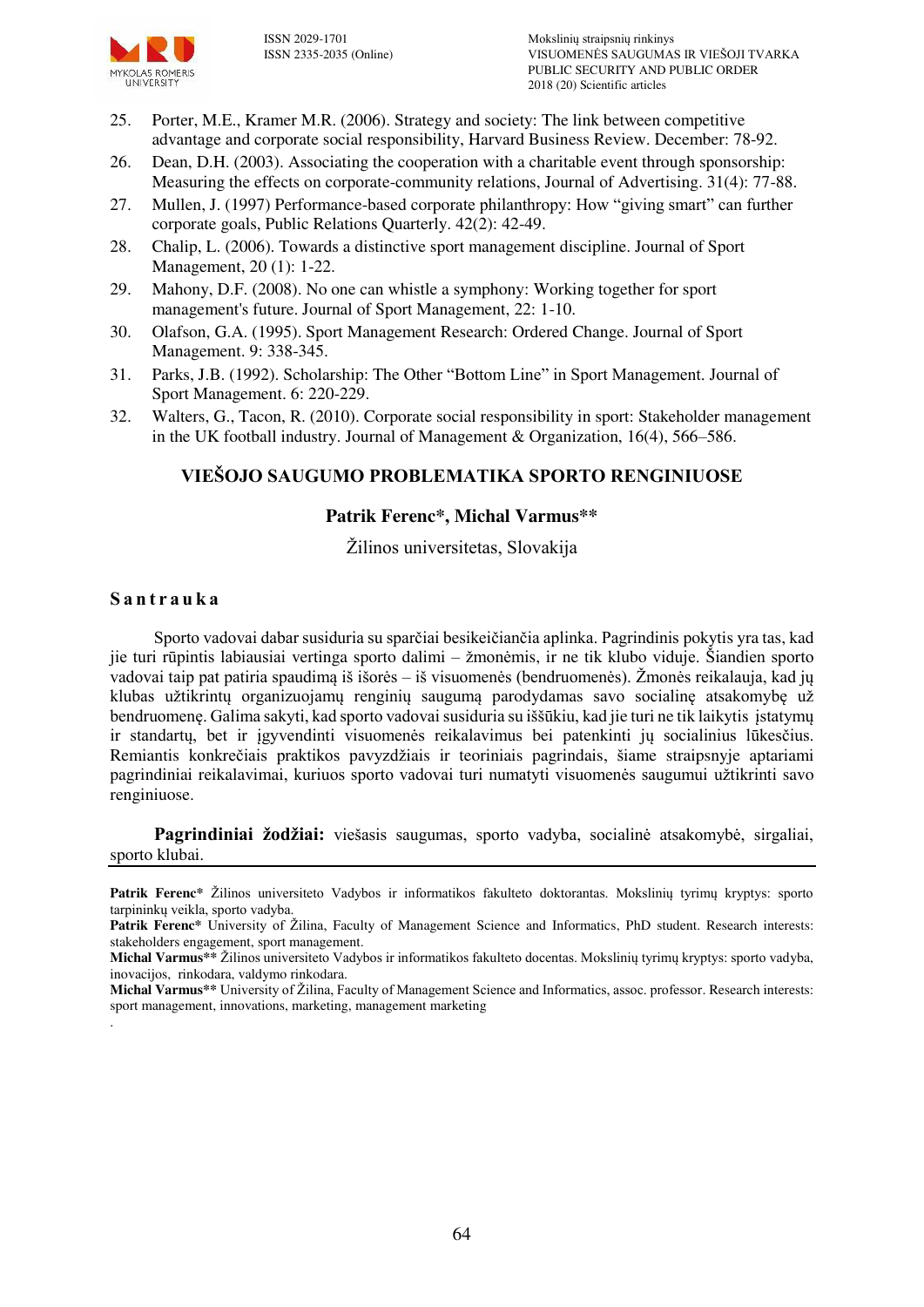25. Porter, M.E., Kramer M.R. (2006). Strategy and society: The link between competitive advantage and corporate social responsibility, Harvard Business Review. December: 78-92.
26. Dean, D.H. (2003). Associating the cooperation with a charitable event through sponsorship: Measuring the effects on corporate-community relations, Journal of Advertising. 31(4): 77-88.
27. Mullen, J. (1997) Performance-based corporate philanthropy: How "giving smart" can further corporate goals, Public Relations Quarterly. 42(2): 42-49.
28. Chalip, L. (2006). Towards a distinctive sport management discipline. Journal of Sport Management, 20 (1): 1-22.
29. Mahony, D.F. (2008). No one can whistle a symphony: Working together for sport management's future. Journal of Sport Management, 22: 1-10.
30. Olafson, G.A. (1995). Sport Management Research: Ordered Change. Journal of Sport Management. 9: 338-345.
31. Parks, J.B. (1992). Scholarship: The Other "Bottom Line" in Sport Management. Journal of Sport Management. 6: 220-229.
32. Walters, G., Tacon, R. (2010). Corporate social responsibility in sport: Stakeholder management in the UK football industry. Journal of Management & Organization, 16(4), 566–586.

## VIEŠOJO SAUGUMO PROBLEMATIKA SPORTO RENGINIUOSE

**Patrik Ferenc\*, Michal Varmus\*\***

Žilinos universitetas, Slovakija

### Santrauka

Sporto vadovai dabar susiduria su sparčiai besikeičiančia aplinka. Pagrindinis pokytis yra tas, kad jie turi rūpintis labiausiai vertinga sporto dalimi – žmonėmis, ir ne tik klubo viduje. Šiandien sporto vadovai taip pat patiria spaudimą iš išorės – iš visuomenės (bendruomenės). Žmonės reikalauja, kad jų klubas užtikrintų organizuojamų renginių saugumą parodydamas savo socialinę atsakomybę už bendruomenę. Galima sakyti, kad sporto vadovai susiduria su iššūkiu, kad jie turi ne tik laikytis įstatymų ir standartų, bet ir įgyvendinti visuomenės reikalavimus bei patenkinti jų socialinius lūkesčius. Remiantis konkrečiais praktikos pavyzdžiais ir teoriniais pagrindais, šiame straipsnyje aptariami pagrindiniai reikalavimai, kuriuos sporto vadovai turi numatyti visuomenės saugumui užtikrinti savo renginiuose.

**Pagrindiniai žodžiai:** viešasis saugumas, sporto vadyba, socialinė atsakomybė, sirgaliai, sporto klubai.

---

**Patrik Ferenc\*** Žilinos universiteto Vadybos ir informatikos fakulteto doktorantas. Mokslinių tyrimų kryptys: sporto tarpininkų veikla, sporto vadyba.

**Patrik Ferenc\*** University of Žilina, Faculty of Management Science and Informatics, PhD student. Research interests: stakeholders engagement, sport management.

**Michal Varmus\*\*** Žilinos universiteto Vadybos ir informatikos fakulteto docentas. Mokslinių tyrimų kryptys: sporto vadyba, inovacijos, rinkodara, valdymo rinkodara.

**Michal Varmus\*\*** University of Žilina, Faculty of Management Science and Informatics, assoc. professor. Research interests: sport management, innovations, marketing, management marketing